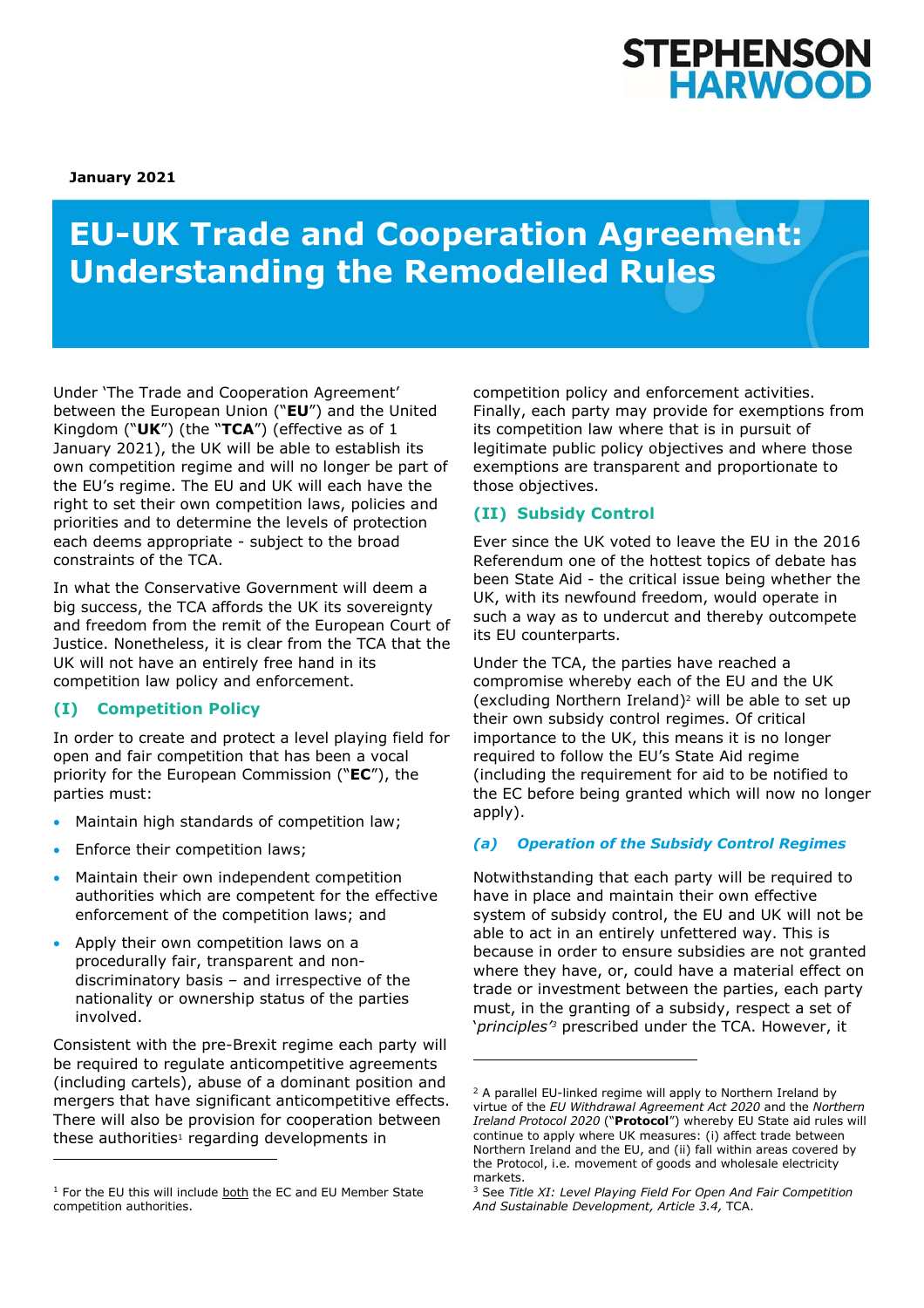STEPHENSON HARWOOD

**January 2021**

# EU-UK Trade and Cooperation Agreement: Understanding the Remodelled Rules

Under 'The Trade and Cooperation Agreement' between the European Union ("**EU**") and the United Kingdom ("**UK**") (the "**TCA**") (effective as of 1 January 2021), the UK will be able to establish its own competition regime and will no longer be part of the EU's regime. The EU and UK will each have the right to set their own competition laws, policies and priorities and to determine the levels of protection each deems appropriate - subject to the broad constraints of the TCA.

In what the Conservative Government will deem a big success, the TCA affords the UK its sovereignty and freedom from the remit of the European Court of Justice. Nonetheless, it is clear from the TCA that the UK will not have an entirely free hand in its competition law policy and enforcement.

## (I) Competition Policy

In order to create and protect a level playing field for open and fair competition that has been a vocal priority for the European Commission ("**EC**"), the parties must:

- Maintain high standards of competition law;
- Enforce their competition laws;
- Maintain their own independent competition authorities which are competent for the effective enforcement of the competition laws; and
- Apply their own competition laws on a procedurally fair, transparent and non-discriminatory basis – and irrespective of the nationality or ownership status of the parties involved.

Consistent with the pre-Brexit regime each party will be required to regulate anticompetitive agreements (including cartels), abuse of a dominant position and mergers that have significant anticompetitive effects. There will also be provision for cooperation between these authorities[1] regarding developments in competition policy and enforcement activities. Finally, each party may provide for exemptions from its competition law where that is in pursuit of legitimate public policy objectives and where those exemptions are transparent and proportionate to those objectives.

## (II) Subsidy Control

Ever since the UK voted to leave the EU in the 2016 Referendum one of the hottest topics of debate has been State Aid - the critical issue being whether the UK, with its newfound freedom, would operate in such a way as to undercut and thereby outcompete its EU counterparts.

Under the TCA, the parties have reached a compromise whereby each of the EU and the UK (excluding Northern Ireland)[2] will be able to set up their own subsidy control regimes. Of critical importance to the UK, this means it is no longer required to follow the EU's State Aid regime (including the requirement for aid to be notified to the EC before being granted which will now no longer apply).

### *(a) Operation of the Subsidy Control Regimes*

Notwithstanding that each party will be required to have in place and maintain their own effective system of subsidy control, the EU and UK will not be able to act in an entirely unfettered way. This is because in order to ensure subsidies are not granted where they have, or, could have a material effect on trade or investment between the parties, each party must, in the granting of a subsidy, respect a set of '*principles*'[3] prescribed under the TCA. However, it

---

[1] For the EU this will include both the EC and EU Member State competition authorities.

[2] A parallel EU-linked regime will apply to Northern Ireland by virtue of the *EU Withdrawal Agreement Act 2020* and the *Northern Ireland Protocol 2020* ("**Protocol**") whereby EU State aid rules will continue to apply where UK measures: (i) affect trade between Northern Ireland and the EU, and (ii) fall within areas covered by the Protocol, i.e. movement of goods and wholesale electricity markets.

[3] See *Title XI: Level Playing Field For Open And Fair Competition And Sustainable Development, Article 3.4,* TCA.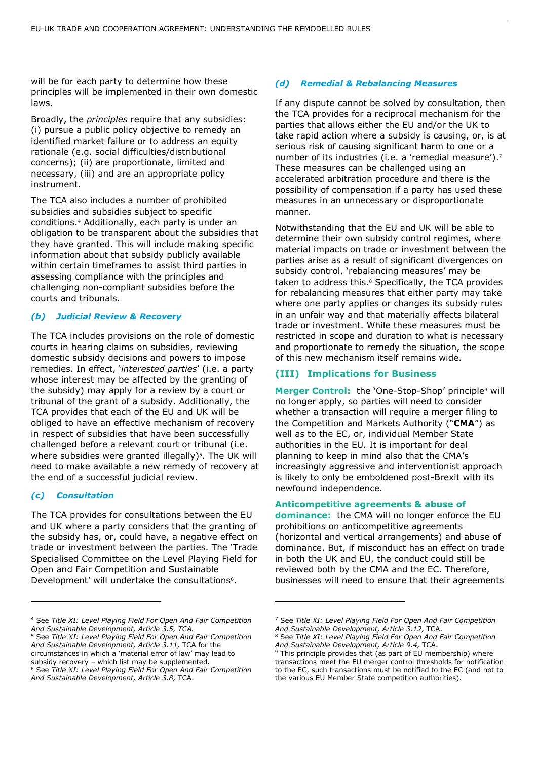will be for each party to determine how these principles will be implemented in their own domestic laws.

Broadly, the *principles* require that any subsidies: (i) pursue a public policy objective to remedy an identified market failure or to address an equity rationale (e.g. social difficulties/distributional concerns); (ii) are proportionate, limited and necessary, (iii) and are an appropriate policy instrument.

The TCA also includes a number of prohibited subsidies and subsidies subject to specific conditions.[4] Additionally, each party is under an obligation to be transparent about the subsidies that they have granted. This will include making specific information about that subsidy publicly available within certain timeframes to assist third parties in assessing compliance with the principles and challenging non-compliant subsidies before the courts and tribunals.

### *(b) Judicial Review & Recovery*

The TCA includes provisions on the role of domestic courts in hearing claims on subsidies, reviewing domestic subsidy decisions and powers to impose remedies. In effect, '*interested parties*' (i.e. a party whose interest may be affected by the granting of the subsidy) may apply for a review by a court or tribunal of the grant of a subsidy. Additionally, the TCA provides that each of the EU and UK will be obliged to have an effective mechanism of recovery in respect of subsidies that have been successfully challenged before a relevant court or tribunal (i.e. where subsidies were granted illegally)[5]. The UK will need to make available a new remedy of recovery at the end of a successful judicial review.

### *(c) Consultation*

The TCA provides for consultations between the EU and UK where a party considers that the granting of the subsidy has, or, could have, a negative effect on trade or investment between the parties. The 'Trade Specialised Committee on the Level Playing Field for Open and Fair Competition and Sustainable Development' will undertake the consultations[6].

### *(d) Remedial & Rebalancing Measures*

If any dispute cannot be solved by consultation, then the TCA provides for a reciprocal mechanism for the parties that allows either the EU and/or the UK to take rapid action where a subsidy is causing, or, is at serious risk of causing significant harm to one or a number of its industries (i.e. a 'remedial measure').[7] These measures can be challenged using an accelerated arbitration procedure and there is the possibility of compensation if a party has used these measures in an unnecessary or disproportionate manner.

Notwithstanding that the EU and UK will be able to determine their own subsidy control regimes, where material impacts on trade or investment between the parties arise as a result of significant divergences on subsidy control, 'rebalancing measures' may be taken to address this.[8] Specifically, the TCA provides for rebalancing measures that either party may take where one party applies or changes its subsidy rules in an unfair way and that materially affects bilateral trade or investment. While these measures must be restricted in scope and duration to what is necessary and proportionate to remedy the situation, the scope of this new mechanism itself remains wide.

## (III) Implications for Business

**Merger Control:** the 'One-Stop-Shop' principle[9] will no longer apply, so parties will need to consider whether a transaction will require a merger filing to the Competition and Markets Authority ("**CMA**") as well as to the EC, or, individual Member State authorities in the EU. It is important for deal planning to keep in mind also that the CMA's increasingly aggressive and interventionist approach is likely to only be emboldened post-Brexit with its newfound independence.

**Anticompetitive agreements & abuse of dominance:** the CMA will no longer enforce the EU prohibitions on anticompetitive agreements (horizontal and vertical arrangements) and abuse of dominance. <u>But</u>, if misconduct has an effect on trade in both the UK and EU, the conduct could still be reviewed both by the CMA and the EC. Therefore, businesses will need to ensure that their agreements

---

[4] See *Title XI: Level Playing Field For Open And Fair Competition And Sustainable Development, Article 3.5, TCA.*

[5] See *Title XI: Level Playing Field For Open And Fair Competition And Sustainable Development, Article 3.11,* TCA for the circumstances in which a 'material error of law' may lead to subsidy recovery – which list may be supplemented.

[6] See *Title XI: Level Playing Field For Open And Fair Competition And Sustainable Development, Article 3.8,* TCA.

[7] See *Title XI: Level Playing Field For Open And Fair Competition And Sustainable Development, Article 3.12,* TCA.

[8] See *Title XI: Level Playing Field For Open And Fair Competition And Sustainable Development, Article 9.4,* TCA.

[9] This principle provides that (as part of EU membership) where transactions meet the EU merger control thresholds for notification to the EC, such transactions must be notified to the EC (and not to the various EU Member State competition authorities).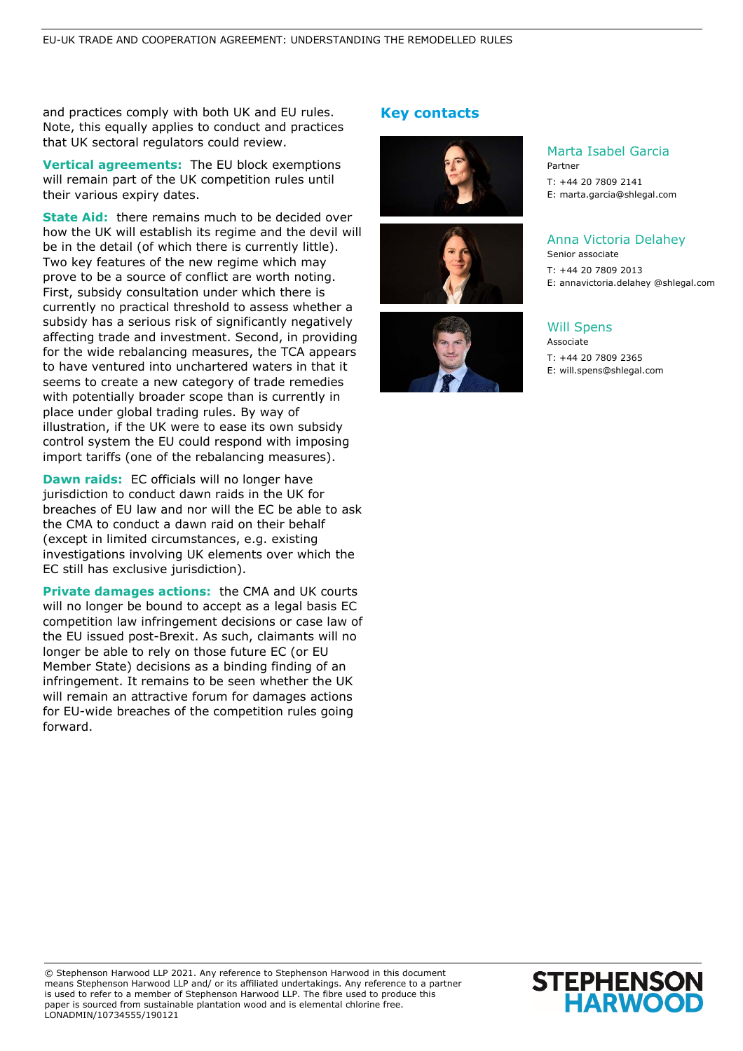and practices comply with both UK and EU rules. Note, this equally applies to conduct and practices that UK sectoral regulators could review.

**Vertical agreements:** The EU block exemptions will remain part of the UK competition rules until their various expiry dates.

**State Aid:** there remains much to be decided over how the UK will establish its regime and the devil will be in the detail (of which there is currently little). Two key features of the new regime which may prove to be a source of conflict are worth noting. First, subsidy consultation under which there is currently no practical threshold to assess whether a subsidy has a serious risk of significantly negatively affecting trade and investment. Second, in providing for the wide rebalancing measures, the TCA appears to have ventured into unchartered waters in that it seems to create a new category of trade remedies with potentially broader scope than is currently in place under global trading rules. By way of illustration, if the UK were to ease its own subsidy control system the EU could respond with imposing import tariffs (one of the rebalancing measures).

**Dawn raids:** EC officials will no longer have jurisdiction to conduct dawn raids in the UK for breaches of EU law and nor will the EC be able to ask the CMA to conduct a dawn raid on their behalf (except in limited circumstances, e.g. existing investigations involving UK elements over which the EC still has exclusive jurisdiction).

**Private damages actions:** the CMA and UK courts will no longer be bound to accept as a legal basis EC competition law infringement decisions or case law of the EU issued post-Brexit. As such, claimants will no longer be able to rely on those future EC (or EU Member State) decisions as a binding finding of an infringement. It remains to be seen whether the UK will remain an attractive forum for damages actions for EU-wide breaches of the competition rules going forward.

## Key contacts

**Marta Isabel Garcia**
Partner
T: +44 20 7809 2141
E: marta.garcia@shlegal.com

**Anna Victoria Delahey**
Senior associate
T: +44 20 7809 2013
E: annavictoria.delahey @shlegal.com

**Will Spens**
Associate
T: +44 20 7809 2365
E: will.spens@shlegal.com

© Stephenson Harwood LLP 2021. Any reference to Stephenson Harwood in this document means Stephenson Harwood LLP and/ or its affiliated undertakings. Any reference to a partner is used to refer to a member of Stephenson Harwood LLP. The fibre used to produce this paper is sourced from sustainable plantation wood and is elemental chlorine free.
LONADMIN/10734555/190121

STEPHENSON HARWOOD